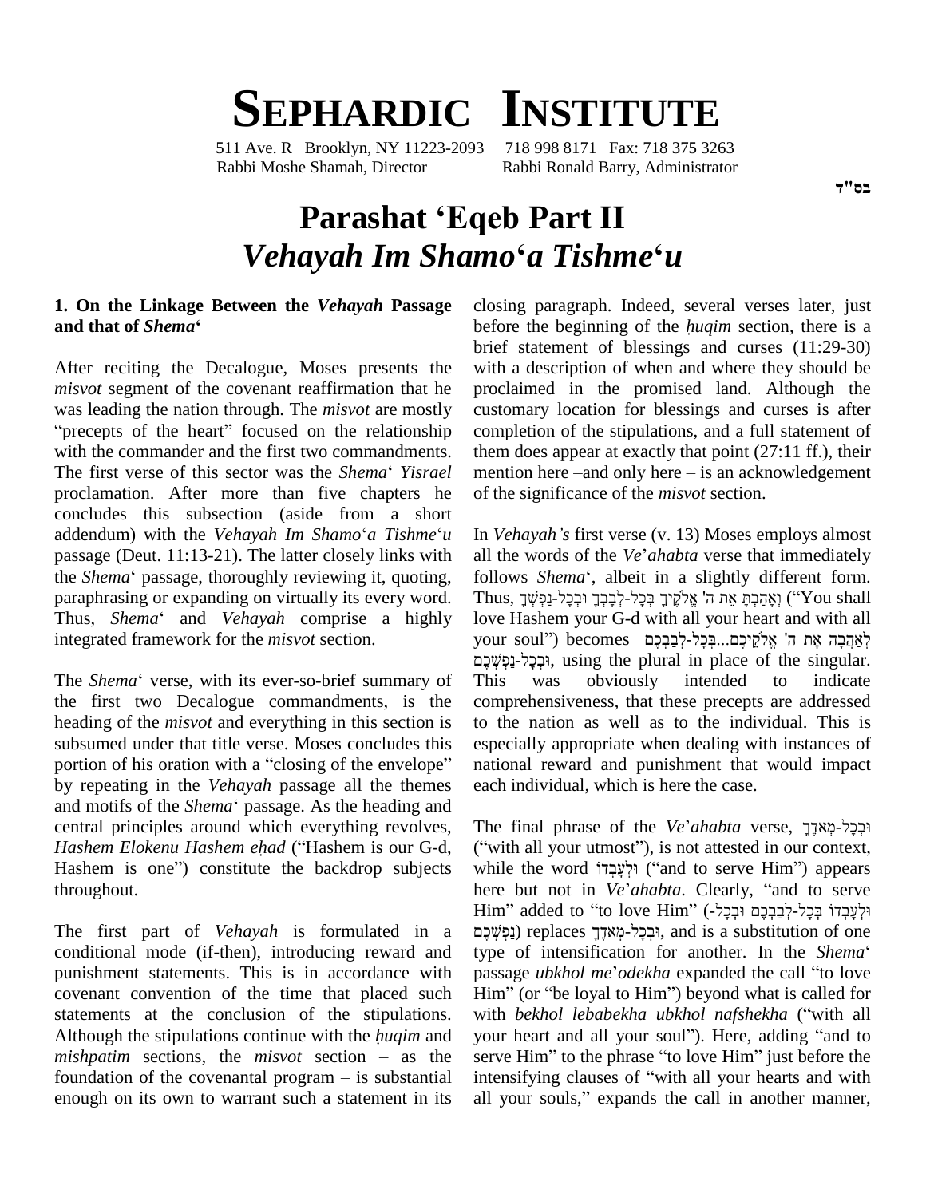# SEPHARDIC INSTITUTE

511 Ave. R Brooklyn, NY 11223-2093 718 998 8171 Fax: 718 375 3263
Rabbi Moshe Shamah, Director Rabbi Ronald Barry, Administrator

בס"ד

# Parashat ʻEqeb Part II
# *Vehayah Im Shamoʻa Tishmeʻu*

### 1. On the Linkage Between the *Vehayah* Passage and that of *Shema*ʻ

After reciting the Decalogue, Moses presents the *misvot* segment of the covenant reaffirmation that he was leading the nation through. The *misvot* are mostly "precepts of the heart" focused on the relationship with the commander and the first two commandments. The first verse of this sector was the *Shema*ʻ *Yisrael* proclamation. After more than five chapters he concludes this subsection (aside from a short addendum) with the *Vehayah Im Shamo*ʻ*a Tishme*ʻ*u* passage (Deut. 11:13-21). The latter closely links with the *Shema*ʻ passage, thoroughly reviewing it, quoting, paraphrasing or expanding on virtually its every word. Thus, *Shema*ʻ and *Vehayah* comprise a highly integrated framework for the *misvot* section.

The *Shema*ʻ verse, with its ever-so-brief summary of the first two Decalogue commandments, is the heading of the *misvot* and everything in this section is subsumed under that title verse. Moses concludes this portion of his oration with a "closing of the envelope" by repeating in the *Vehayah* passage all the themes and motifs of the *Shema*ʻ passage. As the heading and central principles around which everything revolves, *Hashem Elokenu Hashem eḥad* ("Hashem is our G-d, Hashem is one") constitute the backdrop subjects throughout.

The first part of *Vehayah* is formulated in a conditional mode (if-then), introducing reward and punishment statements. This is in accordance with covenant convention of the time that placed such statements at the conclusion of the stipulations. Although the stipulations continue with the *ḥuqim* and *mishpatim* sections, the *misvot* section – as the foundation of the covenantal program – is substantial enough on its own to warrant such a statement in its closing paragraph. Indeed, several verses later, just before the beginning of the *ḥuqim* section, there is a brief statement of blessings and curses (11:29-30) with a description of when and where they should be proclaimed in the promised land. Although the customary location for blessings and curses is after completion of the stipulations, and a full statement of them does appear at exactly that point (27:11 ff.), their mention here –and only here – is an acknowledgement of the significance of the *misvot* section.

In *Vehayah's* first verse (v. 13) Moses employs almost all the words of the *Ve*ʼ*ahabta* verse that immediately follows *Shema*ʻ, albeit in a slightly different form. Thus, וְאָהַבְתָּ אֵת ה' אֱלֹקֶיךָ בְּכָל-לְבָבְךָ וּבְכָל-נַפְשְׁךָ ("You shall love Hashem your G-d with all your heart and with all your soul") becomes לְאַהֲבָה אֶת ה' אֱלֹקֵיכֶם...בְּכָל-לְבַבְכֶם וּבְכָל-נַפְשְׁכֶם, using the plural in place of the singular. This was obviously intended to indicate comprehensiveness, that these precepts are addressed to the nation as well as to the individual. This is especially appropriate when dealing with instances of national reward and punishment that would impact each individual, which is here the case.

The final phrase of the *Ve*ʼ*ahabta* verse, וּבְכָל-מְאֹדֶךָ ("with all your utmost"), is not attested in our context, while the word וּלְעָבְדוֹ ("and to serve Him") appears here but not in *Ve*ʼ*ahabta*. Clearly, "and to serve Him" added to "to love Him" (וּלְעָבְדוֹ בְּכָל-לְבַבְכֶם וּבְכָל-נַפְשְׁכֶם) replaces וּבְכָל-מְאֹדֶךָ, and is a substitution of one type of intensification for another. In the *Shema*ʻ passage *ubkhol me*ʼ*odekha* expanded the call "to love Him" (or "be loyal to Him") beyond what is called for with *bekhol lebabekha ubkhol nafshekha* ("with all your heart and all your soul"). Here, adding "and to serve Him" to the phrase "to love Him" just before the intensifying clauses of "with all your hearts and with all your souls," expands the call in another manner,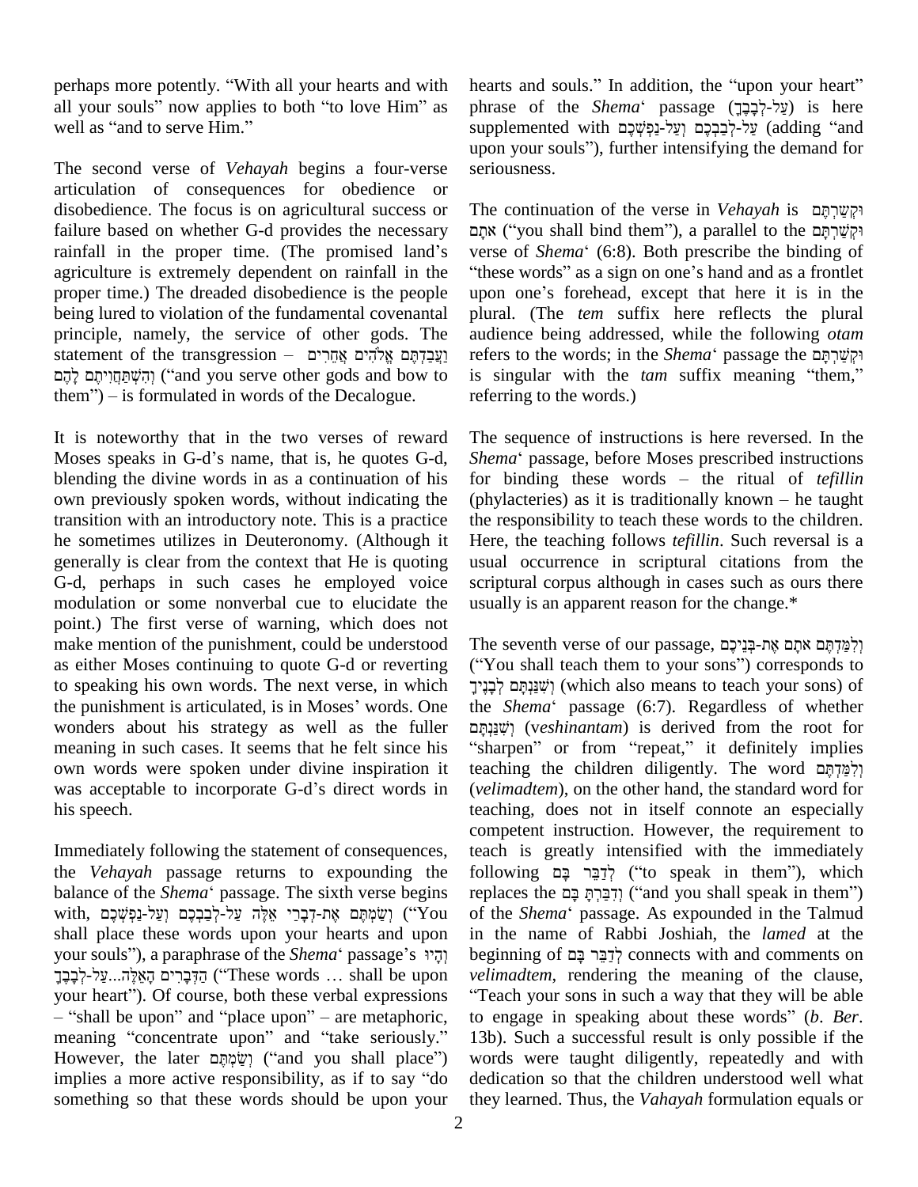perhaps more potently. "With all your hearts and with all your souls" now applies to both "to love Him" as well as "and to serve Him."

The second verse of *Vehayah* begins a four-verse articulation of consequences for obedience or disobedience. The focus is on agricultural success or failure based on whether G-d provides the necessary rainfall in the proper time. (The promised land's agriculture is extremely dependent on rainfall in the proper time.) The dreaded disobedience is the people being lured to violation of the fundamental covenantal principle, namely, the service of other gods. The statement of the transgression – וַעֲבַדְתֶּם אֱלֹהִים אֲחֵרִים וְהִשְׁתַּחֲוִיתֶם לָהֶם ("and you serve other gods and bow to them") – is formulated in words of the Decalogue.

It is noteworthy that in the two verses of reward Moses speaks in G-d's name, that is, he quotes G-d, blending the divine words in as a continuation of his own previously spoken words, without indicating the transition with an introductory note. This is a practice he sometimes utilizes in Deuteronomy. (Although it generally is clear from the context that He is quoting G-d, perhaps in such cases he employed voice modulation or some nonverbal cue to elucidate the point.) The first verse of warning, which does not make mention of the punishment, could be understood as either Moses continuing to quote G-d or reverting to speaking his own words. The next verse, in which the punishment is articulated, is in Moses' words. One wonders about his strategy as well as the fuller meaning in such cases. It seems that he felt since his own words were spoken under divine inspiration it was acceptable to incorporate G-d's direct words in his speech.

Immediately following the statement of consequences, the *Vehayah* passage returns to expounding the balance of the *Shema*' passage. The sixth verse begins with, וְשַׂמְתֶּם אֶת-דְּבָרַי אֵלֶּה עַל-לְבַבְכֶם וְעַל-נַפְשְׁכֶם ("You shall place these words upon your hearts and upon your souls"), a paraphrase of the *Shema*' passage's וְהָיוּ הַדְּבָרִים הָאֵלֶּה...עַל-לְבָבֶךָ ("These words … shall be upon your heart"). Of course, both these verbal expressions – "shall be upon" and "place upon" – are metaphoric, meaning "concentrate upon" and "take seriously." However, the later וְשַׂמְתֶּם ("and you shall place") implies a more active responsibility, as if to say "do something so that these words should be upon your hearts and souls." In addition, the "upon your heart" phrase of the *Shema*' passage (עַל-לְבָבֶךָ) is here supplemented with עַל-לְבַבְכֶם וְעַל-נַפְשְׁכֶם (adding "and upon your souls"), further intensifying the demand for seriousness.

The continuation of the verse in *Vehayah* is וּקְשַׁרְתֶּם אֹתָם ("you shall bind them"), a parallel to the וּקְשַׁרְתָּם verse of *Shema*' (6:8). Both prescribe the binding of "these words" as a sign on one's hand and as a frontlet upon one's forehead, except that here it is in the plural. (The *tem* suffix here reflects the plural audience being addressed, while the following *otam* refers to the words; in the *Shema*' passage the וּקְשַׁרְתָּם is singular with the *tam* suffix meaning "them," referring to the words.)

The sequence of instructions is here reversed. In the *Shema*' passage, before Moses prescribed instructions for binding these words – the ritual of *tefillin* (phylacteries) as it is traditionally known – he taught the responsibility to teach these words to the children. Here, the teaching follows *tefillin*. Such reversal is a usual occurrence in scriptural citations from the scriptural corpus although in cases such as ours there usually is an apparent reason for the change.*

The seventh verse of our passage, וְלִמַּדְתֶּם אֹתָם אֶת-בְּנֵיכֶם ("You shall teach them to your sons") corresponds to וְשִׁנַּנְתָּם לְבָנֶיךָ (which also means to teach your sons) of the *Shema*' passage (6:7). Regardless of whether וְשִׁנַּנְתָּם (*veshinantam*) is derived from the root for "sharpen" or from "repeat," it definitely implies teaching the children diligently. The word וְלִמַּדְתֶּם (*velimadtem*), on the other hand, the standard word for teaching, does not in itself connote an especially competent instruction. However, the requirement to teach is greatly intensified with the immediately following לְדַבֵּר בָּם ("to speak in them"), which replaces the וְדִבַּרְתָּ בָּם ("and you shall speak in them") of the *Shema*' passage. As expounded in the Talmud in the name of Rabbi Joshiah, the *lamed* at the beginning of לְדַבֵּר בָּם connects with and comments on *velimadtem*, rendering the meaning of the clause, "Teach your sons in such a way that they will be able to engage in speaking about these words" (*b*. *Ber*. 13b). Such a successful result is only possible if the words were taught diligently, repeatedly and with dedication so that the children understood well what they learned. Thus, the *Vahayah* formulation equals or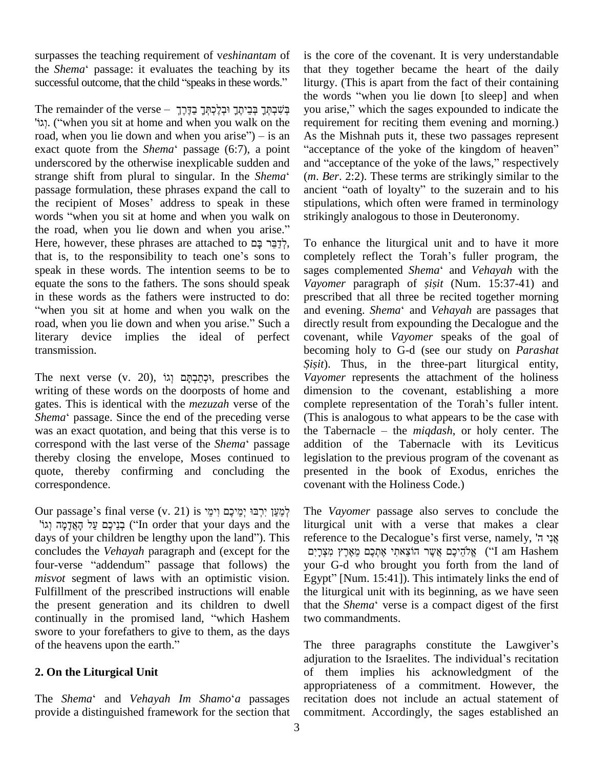surpasses the teaching requirement of v*eshinantam* of the *Shema*' passage: it evaluates the teaching by its successful outcome, that the child "speaks in these words."

The remainder of the verse – בְּשִׁבְתְּךָ בְּבֵיתֶךָ וּבְלֶכְתְּךָ בַדֶּרֶךְ וגו'. ("when you sit at home and when you walk on the road, when you lie down and when you arise") – is an exact quote from the *Shema*' passage (6:7), a point underscored by the otherwise inexplicable sudden and strange shift from plural to singular. In the *Shema*' passage formulation, these phrases expand the call to the recipient of Moses' address to speak in these words "when you sit at home and when you walk on the road, when you lie down and when you arise." Here, however, these phrases are attached to לְדַבֵּר בָּם, that is, to the responsibility to teach one's sons to speak in these words. The intention seems to be to equate the sons to the fathers. The sons should speak in these words as the fathers were instructed to do: "when you sit at home and when you walk on the road, when you lie down and when you arise." Such a literary device implies the ideal of perfect transmission.

The next verse (v. 20), וּכְתַבְתָּם וגו', prescribes the writing of these words on the doorposts of home and gates. This is identical with the *mezuzah* verse of the *Shema*' passage. Since the end of the preceding verse was an exact quotation, and being that this verse is to correspond with the last verse of the *Shema*' passage thereby closing the envelope, Moses continued to quote, thereby confirming and concluding the correspondence.

Our passage's final verse (v. 21) is לְמַעַן יִרְבּוּ יְמֵיכֶם וִימֵי בְנֵיכֶם עַל הָאֲדָמָה וגו' ("In order that your days and the days of your children be lengthy upon the land"). This concludes the *Vehayah* paragraph and (except for the four-verse "addendum" passage that follows) the *misvot* segment of laws with an optimistic vision. Fulfillment of the prescribed instructions will enable the present generation and its children to dwell continually in the promised land, "which Hashem swore to your forefathers to give to them, as the days of the heavens upon the earth."

## 2. On the Liturgical Unit

The *Shema*' and *Vehayah Im Shamo*'*a* passages provide a distinguished framework for the section that is the core of the covenant. It is very understandable that they together became the heart of the daily liturgy. (This is apart from the fact of their containing the words "when you lie down [to sleep] and when you arise," which the sages expounded to indicate the requirement for reciting them evening and morning.) As the Mishnah puts it, these two passages represent "acceptance of the yoke of the kingdom of heaven" and "acceptance of the yoke of the laws," respectively (*m*. *Ber*. 2:2). These terms are strikingly similar to the ancient "oath of loyalty" to the suzerain and to his stipulations, which often were framed in terminology strikingly analogous to those in Deuteronomy.

To enhance the liturgical unit and to have it more completely reflect the Torah's fuller program, the sages complemented *Shema*' and *Vehayah* with the *Vayomer* paragraph of *ṣiṣit* (Num. 15:37-41) and prescribed that all three be recited together morning and evening. *Shema*' and *Vehayah* are passages that directly result from expounding the Decalogue and the covenant, while *Vayomer* speaks of the goal of becoming holy to G-d (see our study on *Parashat Ṣiṣit*). Thus, in the three-part liturgical entity, *Vayomer* represents the attachment of the holiness dimension to the covenant, establishing a more complete representation of the Torah's fuller intent. (This is analogous to what appears to be the case with the Tabernacle – the *miqdash*, or holy center. The addition of the Tabernacle with its Leviticus legislation to the previous program of the covenant as presented in the book of Exodus, enriches the covenant with the Holiness Code.)

The *Vayomer* passage also serves to conclude the liturgical unit with a verse that makes a clear reference to the Decalogue's first verse, namely, אֲנִי ה' אֱלֹהֵיכֶם אֲשֶׁר הוֹצֵאתִי אֶתְכֶם מֵאֶרֶץ מִצְרַיִם ("I am Hashem your G-d who brought you forth from the land of Egypt" [Num. 15:41]). This intimately links the end of the liturgical unit with its beginning, as we have seen that the *Shema*' verse is a compact digest of the first two commandments.

The three paragraphs constitute the Lawgiver's adjuration to the Israelites. The individual's recitation of them implies his acknowledgment of the appropriateness of a commitment. However, the recitation does not include an actual statement of commitment. Accordingly, the sages established an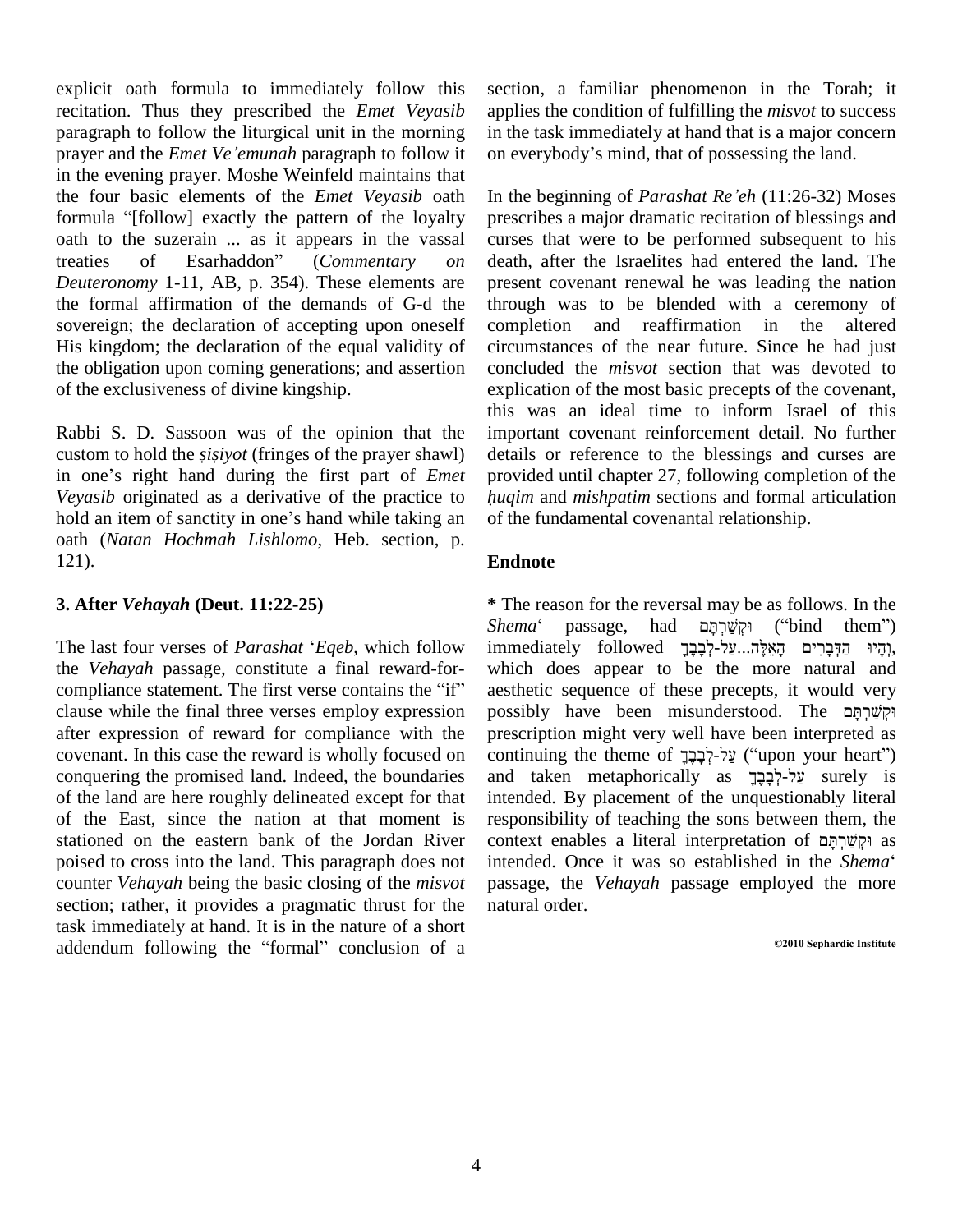explicit oath formula to immediately follow this recitation. Thus they prescribed the *Emet Veyasib* paragraph to follow the liturgical unit in the morning prayer and the *Emet Ve'emunah* paragraph to follow it in the evening prayer. Moshe Weinfeld maintains that the four basic elements of the *Emet Veyasib* oath formula "[follow] exactly the pattern of the loyalty oath to the suzerain ... as it appears in the vassal treaties of Esarhaddon" (*Commentary on Deuteronomy* 1-11, AB, p. 354). These elements are the formal affirmation of the demands of G-d the sovereign; the declaration of accepting upon oneself His kingdom; the declaration of the equal validity of the obligation upon coming generations; and assertion of the exclusiveness of divine kingship.

Rabbi S. D. Sassoon was of the opinion that the custom to hold the *ṣiṣiyot* (fringes of the prayer shawl) in one's right hand during the first part of *Emet Veyasib* originated as a derivative of the practice to hold an item of sanctity in one's hand while taking an oath (*Natan Hochmah Lishlomo*, Heb. section, p. 121).

### 3. After *Vehayah* (Deut. 11:22-25)

The last four verses of *Parashat* '*Eqeb*, which follow the *Vehayah* passage, constitute a final reward-for-compliance statement. The first verse contains the "if" clause while the final three verses employ expression after expression of reward for compliance with the covenant. In this case the reward is wholly focused on conquering the promised land. Indeed, the boundaries of the land are here roughly delineated except for that of the East, since the nation at that moment is stationed on the eastern bank of the Jordan River poised to cross into the land. This paragraph does not counter *Vehayah* being the basic closing of the *misvot* section; rather, it provides a pragmatic thrust for the task immediately at hand. It is in the nature of a short addendum following the "formal" conclusion of a section, a familiar phenomenon in the Torah; it applies the condition of fulfilling the *misvot* to success in the task immediately at hand that is a major concern on everybody's mind, that of possessing the land.

In the beginning of *Parashat Re'eh* (11:26-32) Moses prescribes a major dramatic recitation of blessings and curses that were to be performed subsequent to his death, after the Israelites had entered the land. The present covenant renewal he was leading the nation through was to be blended with a ceremony of completion and reaffirmation in the altered circumstances of the near future. Since he had just concluded the *misvot* section that was devoted to explication of the most basic precepts of the covenant, this was an ideal time to inform Israel of this important covenant reinforcement detail. No further details or reference to the blessings and curses are provided until chapter 27, following completion of the *ḥuqim* and *mishpatim* sections and formal articulation of the fundamental covenantal relationship.

### Endnote

**\*** The reason for the reversal may be as follows. In the *Shema*' passage, had וּקְשַׁרְתָּם ("bind them") immediately followed וְהָיוּ הַדְּבָרִים הָאֵלֶּה...עַל-לְבָבֶךָ, which does appear to be the more natural and aesthetic sequence of these precepts, it would very possibly have been misunderstood. The וּקְשַׁרְתָּם prescription might very well have been interpreted as continuing the theme of עַל-לְבָבֶךָ ("upon your heart") and taken metaphorically as עַל-לְבָבֶךָ surely is intended. By placement of the unquestionably literal responsibility of teaching the sons between them, the context enables a literal interpretation of וּקְשַׁרְתָּם as intended. Once it was so established in the *Shema*' passage, the *Vehayah* passage employed the more natural order.

©2010 Sephardic Institute